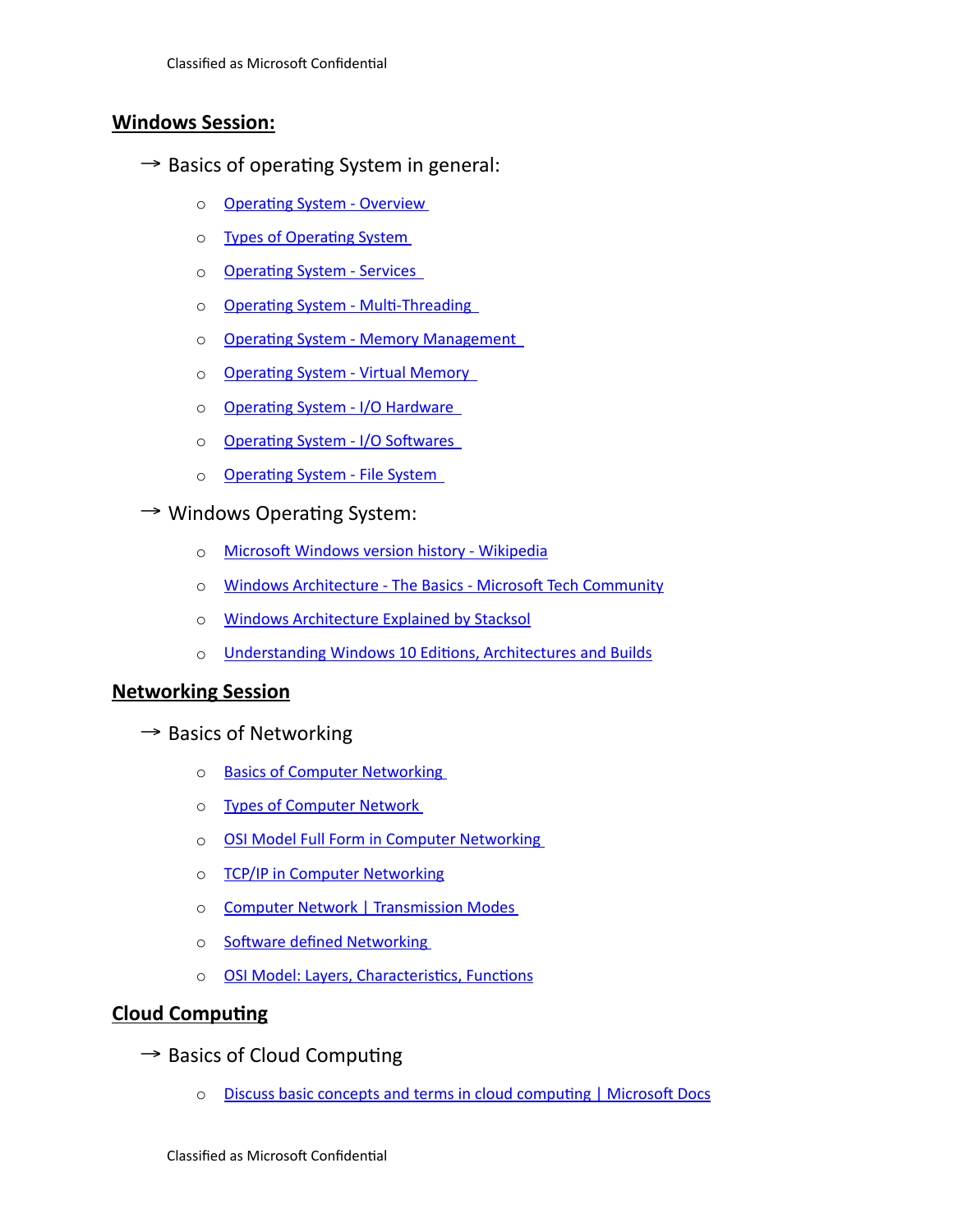## Windows Session:

→ Basics of operating System in general:

- Operating System - Overview
- Types of Operating System
- Operating System - Services
- Operating System - Multi-Threading
- Operating System - Memory Management
- Operating System - Virtual Memory
- Operating System - I/O Hardware
- Operating System - I/O Softwares
- Operating System - File System

→ Windows Operating System:

- Microsoft Windows version history - Wikipedia
- Windows Architecture - The Basics - Microsoft Tech Community
- Windows Architecture Explained by Stacksol
- Understanding Windows 10 Editions, Architectures and Builds

## Networking Session

→ Basics of Networking

- Basics of Computer Networking
- Types of Computer Network
- OSI Model Full Form in Computer Networking
- TCP/IP in Computer Networking
- Computer Network | Transmission Modes
- Software defined Networking
- OSI Model: Layers, Characteristics, Functions

## Cloud Computing

→ Basics of Cloud Computing

- Discuss basic concepts and terms in cloud computing | Microsoft Docs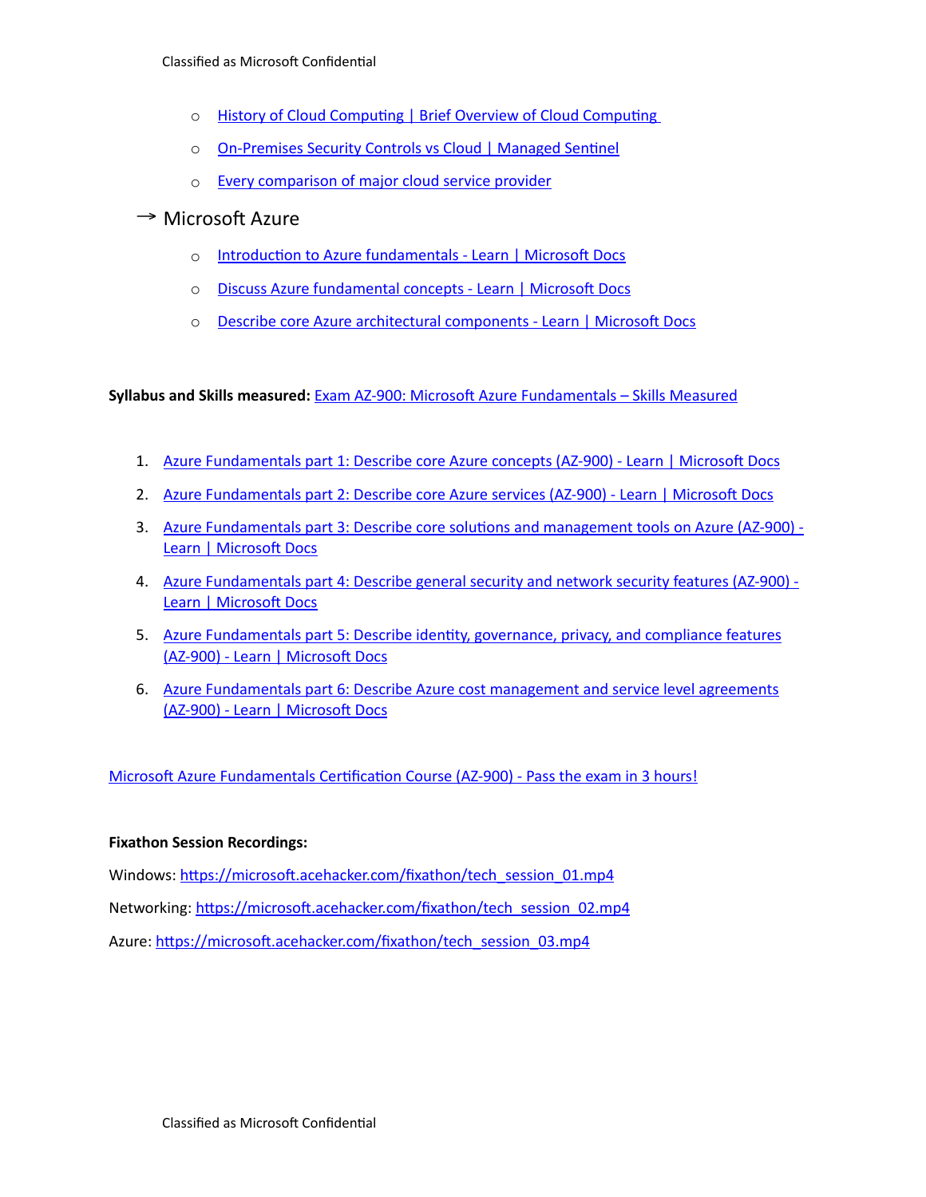- History of Cloud Computing | Brief Overview of Cloud Computing
- On-Premises Security Controls vs Cloud | Managed Sentinel
- Every comparison of major cloud service provider

→ Microsoft Azure

- Introduction to Azure fundamentals - Learn | Microsoft Docs
- Discuss Azure fundamental concepts - Learn | Microsoft Docs
- Describe core Azure architectural components - Learn | Microsoft Docs

**Syllabus and Skills measured:** Exam AZ-900: Microsoft Azure Fundamentals – Skills Measured

1. Azure Fundamentals part 1: Describe core Azure concepts (AZ-900) - Learn | Microsoft Docs
2. Azure Fundamentals part 2: Describe core Azure services (AZ-900) - Learn | Microsoft Docs
3. Azure Fundamentals part 3: Describe core solutions and management tools on Azure (AZ-900) - Learn | Microsoft Docs
4. Azure Fundamentals part 4: Describe general security and network security features (AZ-900) - Learn | Microsoft Docs
5. Azure Fundamentals part 5: Describe identity, governance, privacy, and compliance features (AZ-900) - Learn | Microsoft Docs
6. Azure Fundamentals part 6: Describe Azure cost management and service level agreements (AZ-900) - Learn | Microsoft Docs

Microsoft Azure Fundamentals Certification Course (AZ-900) - Pass the exam in 3 hours!

**Fixathon Session Recordings:**

Windows: https://microsoft.acehacker.com/fixathon/tech_session_01.mp4

Networking: https://microsoft.acehacker.com/fixathon/tech_session_02.mp4

Azure: https://microsoft.acehacker.com/fixathon/tech_session_03.mp4